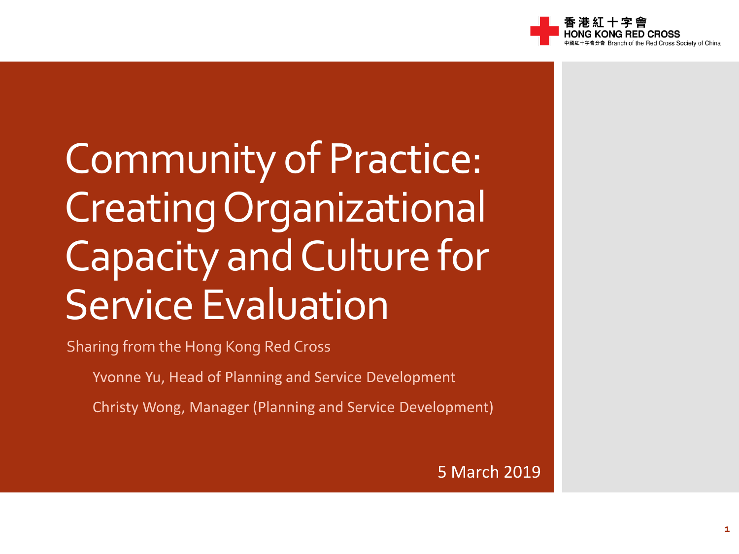香港紅十字會
HONG KONG RED CROSS
中國紅十字會分會 Branch of the Red Cross Society of China

# Community of Practice: Creating Organizational Capacity and Culture for Service Evaluation

Sharing from the Hong Kong Red Cross

Yvonne Yu, Head of Planning and Service Development

Christy Wong, Manager (Planning and Service Development)

5 March 2019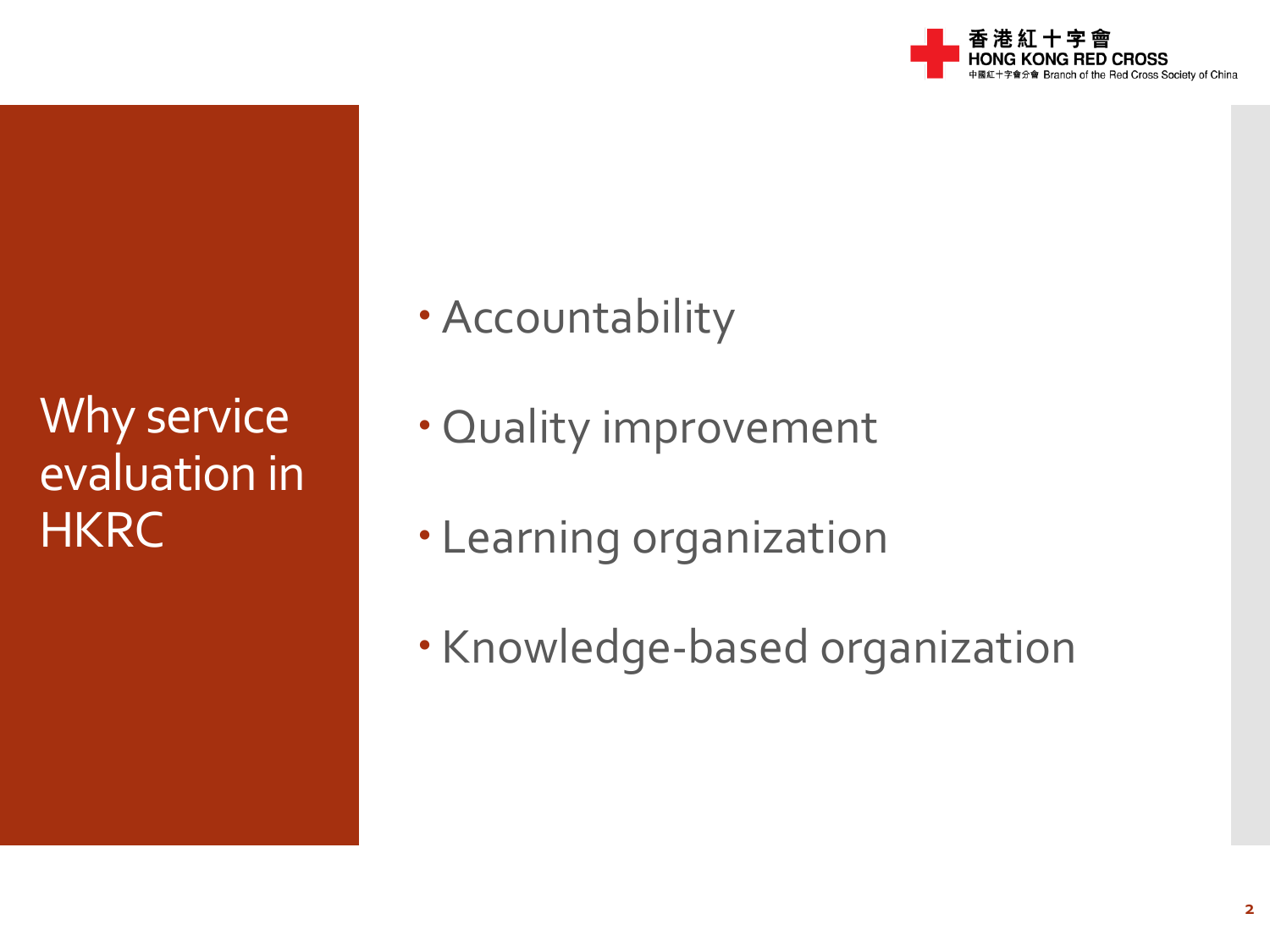# Why service evaluation in HKRC

- Accountability
- Quality improvement
- Learning organization
- Knowledge-based organization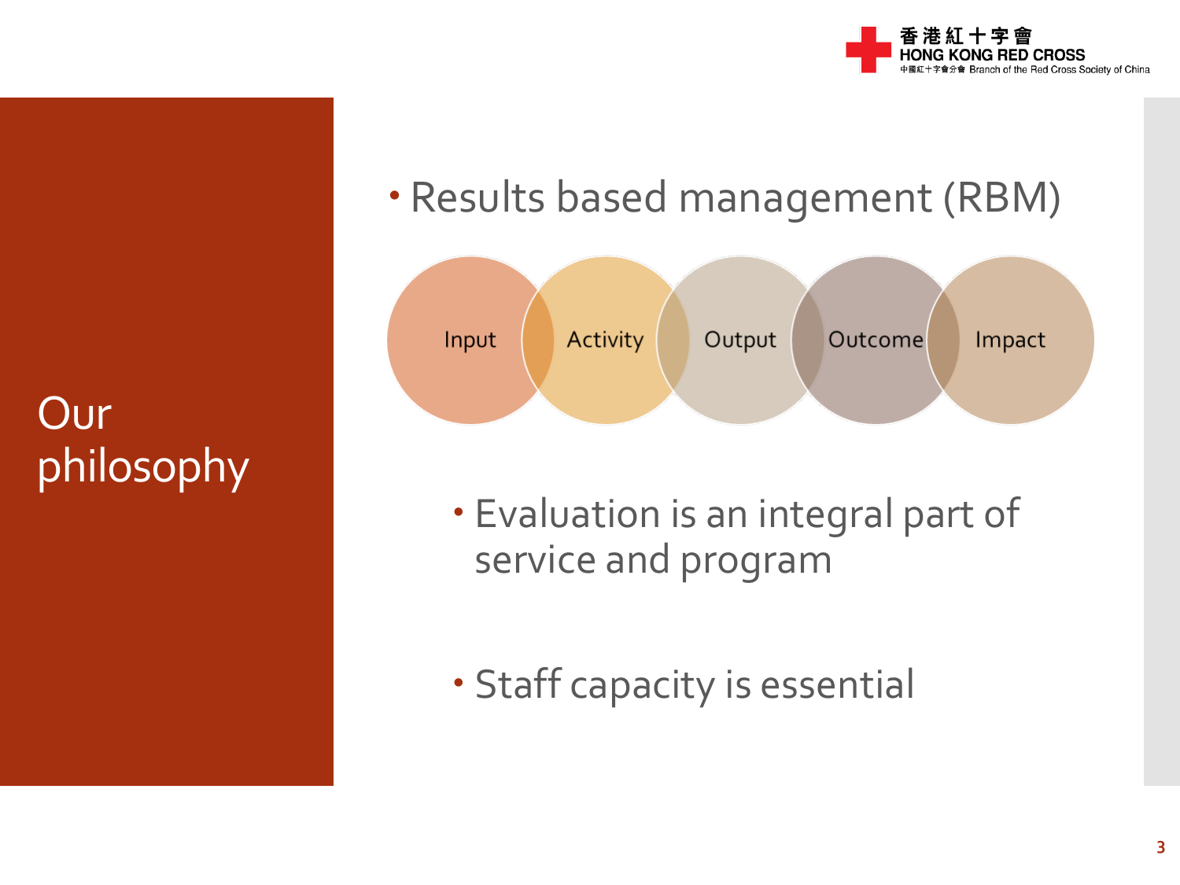# Our philosophy

- Results based management (RBM)

Input → Activity → Output → Outcome → Impact

- Evaluation is an integral part of service and program

- Staff capacity is essential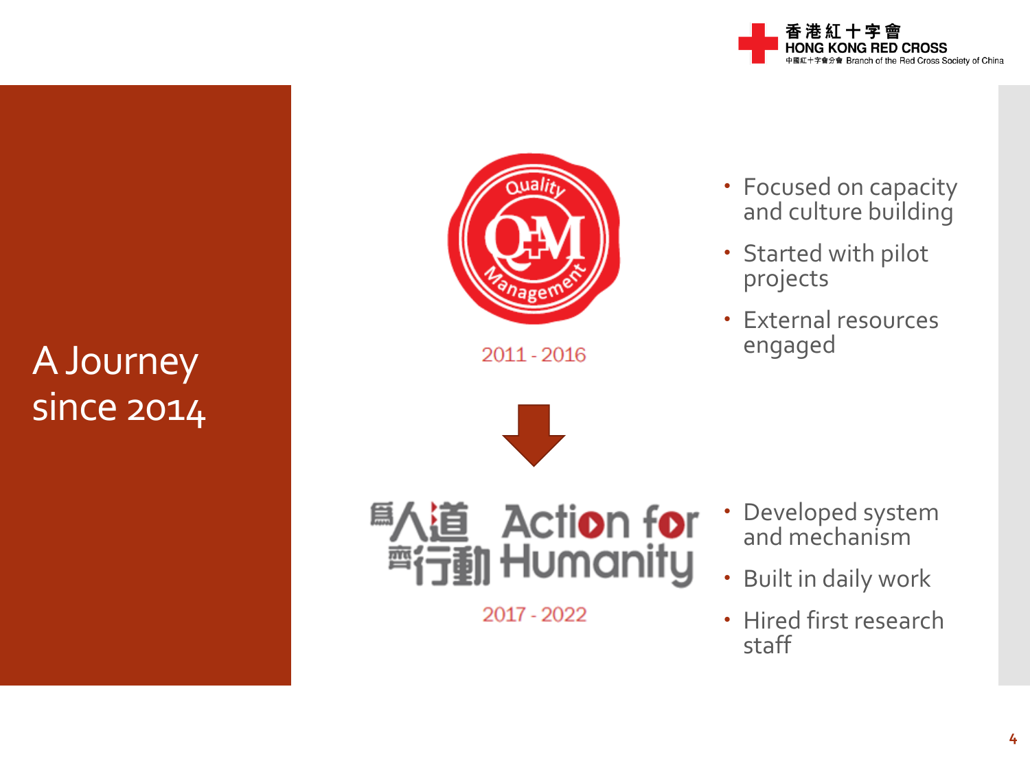# A Journey since 2014

Quality Q+M Management

2011 - 2016

- Focused on capacity and culture building
- Started with pilot projects
- External resources engaged

為人道齊行動 Action for Humanity

2017 - 2022

- Developed system and mechanism
- Built in daily work
- Hired first research staff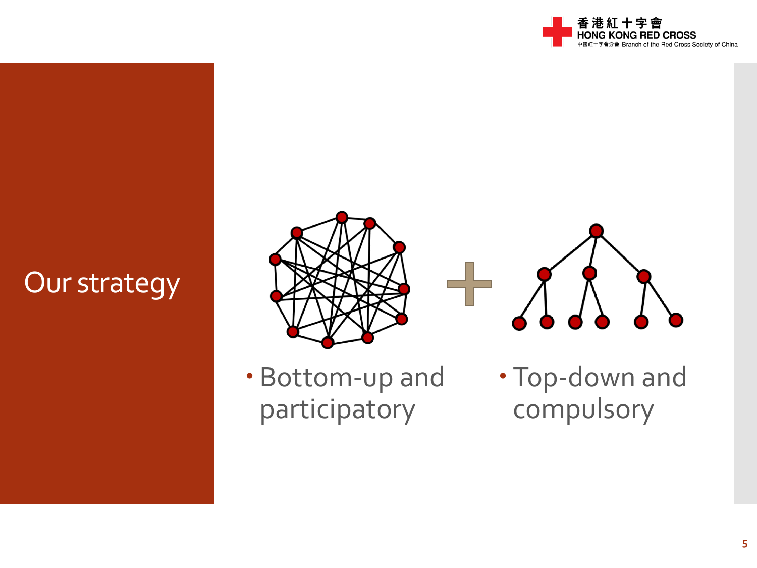# Our strategy

- Bottom-up and participatory
- Top-down and compulsory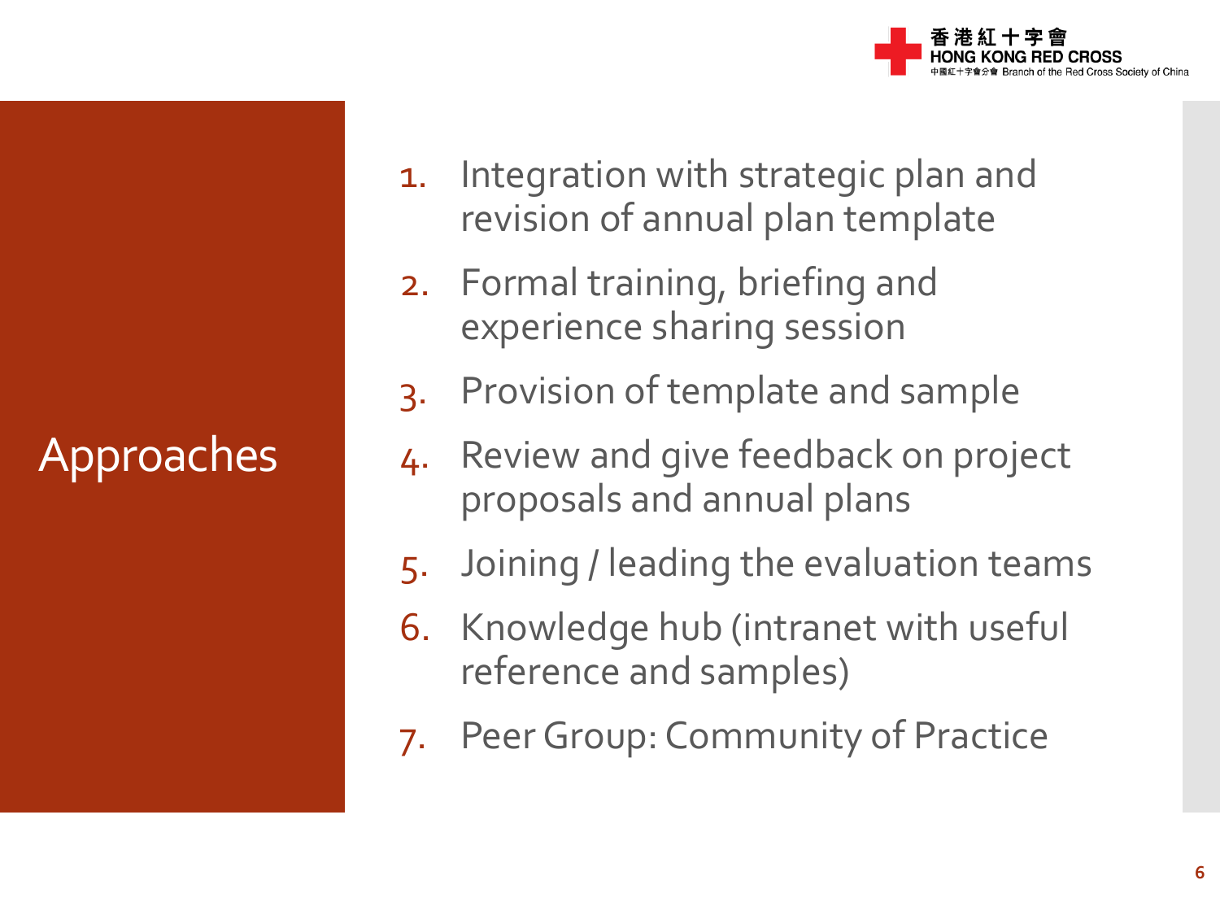# Approaches

1. Integration with strategic plan and revision of annual plan template
2. Formal training, briefing and experience sharing session
3. Provision of template and sample
4. Review and give feedback on project proposals and annual plans
5. Joining / leading the evaluation teams
6. Knowledge hub (intranet with useful reference and samples)
7. Peer Group: Community of Practice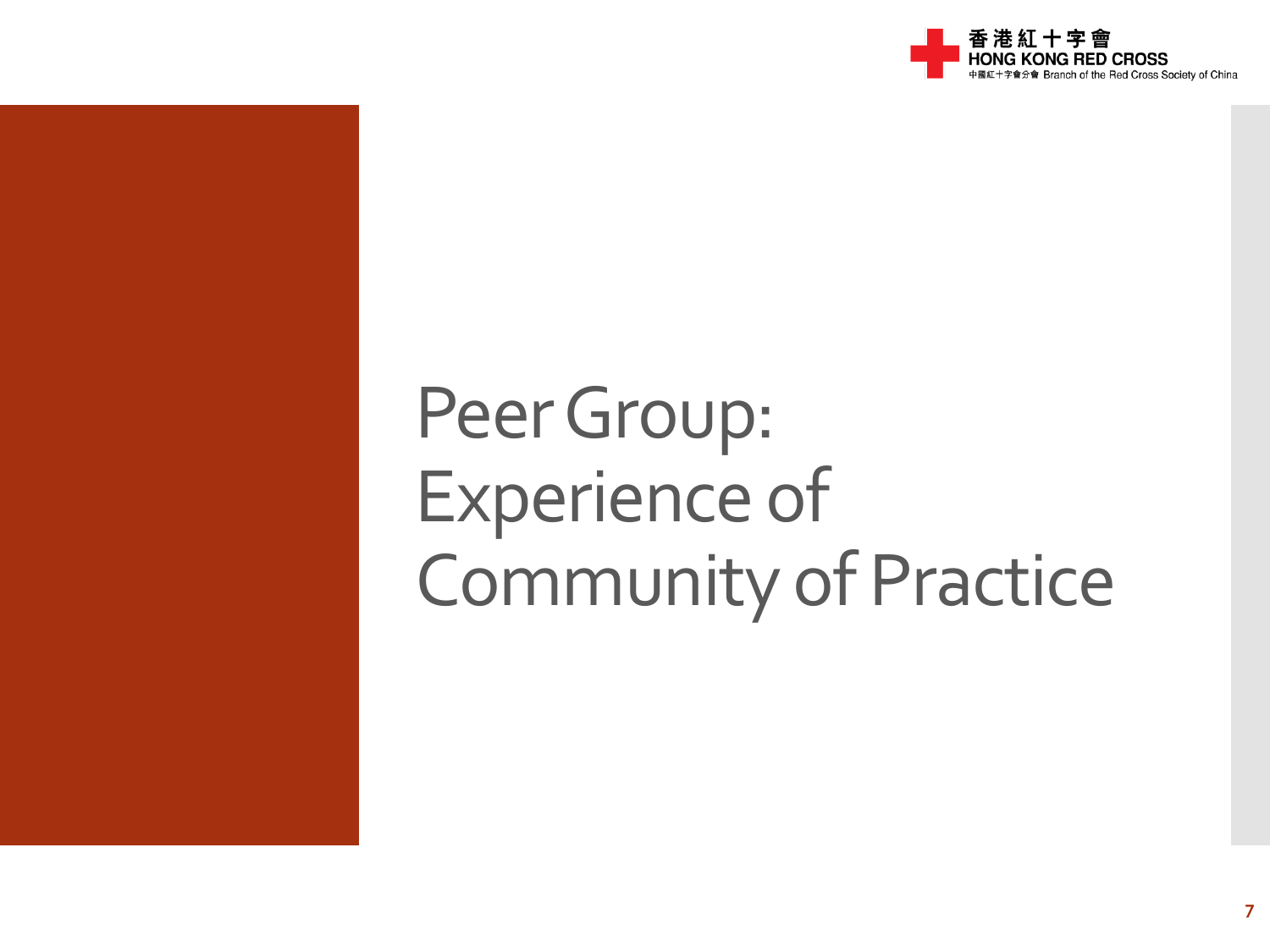# Peer Group: Experience of Community of Practice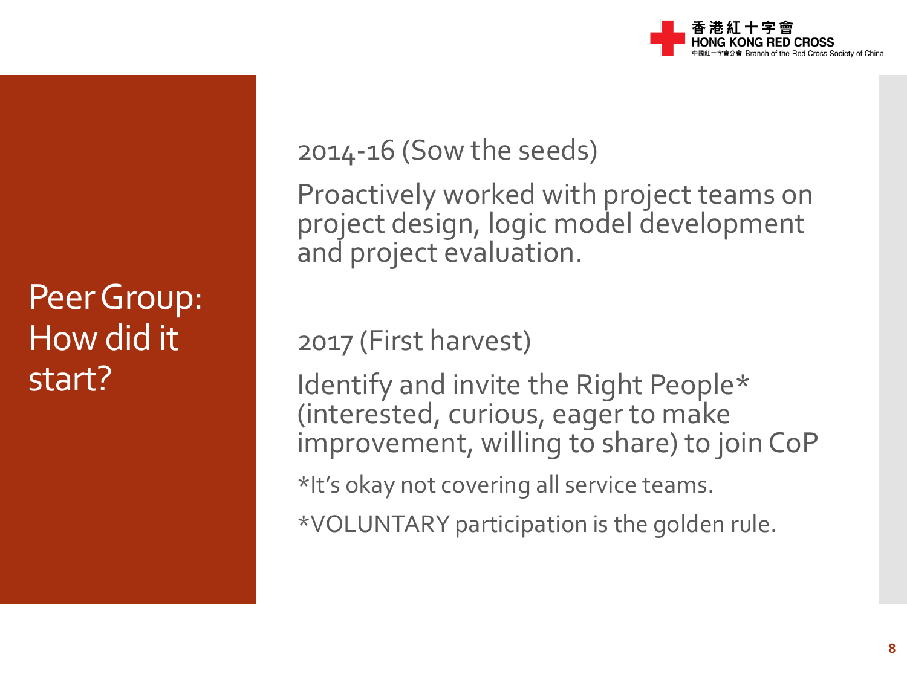# Peer Group: How did it start?

## 2014-16 (Sow the seeds)

Proactively worked with project teams on project design, logic model development and project evaluation.

## 2017 (First harvest)

Identify and invite the Right People* (interested, curious, eager to make improvement, willing to share) to join CoP

*It's okay not covering all service teams.

*VOLUNTARY participation is the golden rule.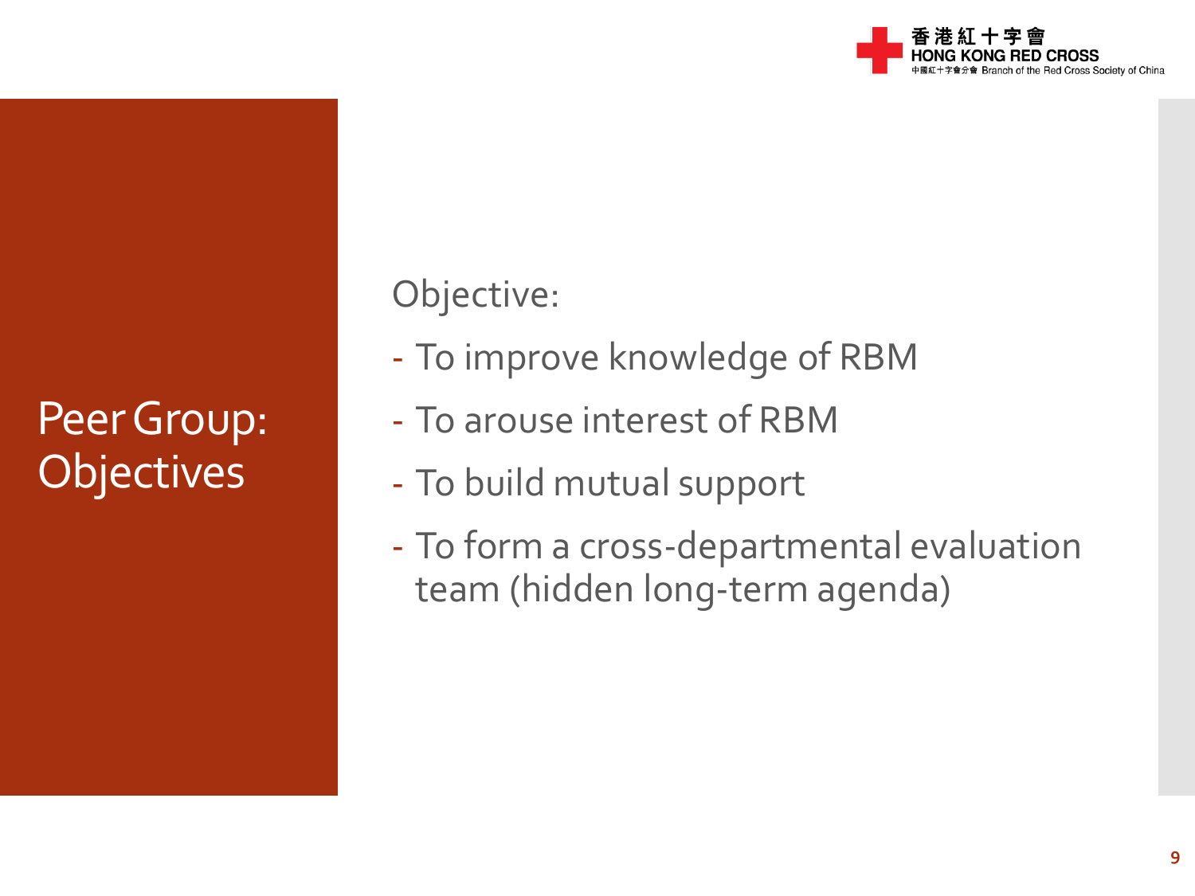# Peer Group: Objectives

Objective:

- To improve knowledge of RBM
- To arouse interest of RBM
- To build mutual support
- To form a cross-departmental evaluation team (hidden long-term agenda)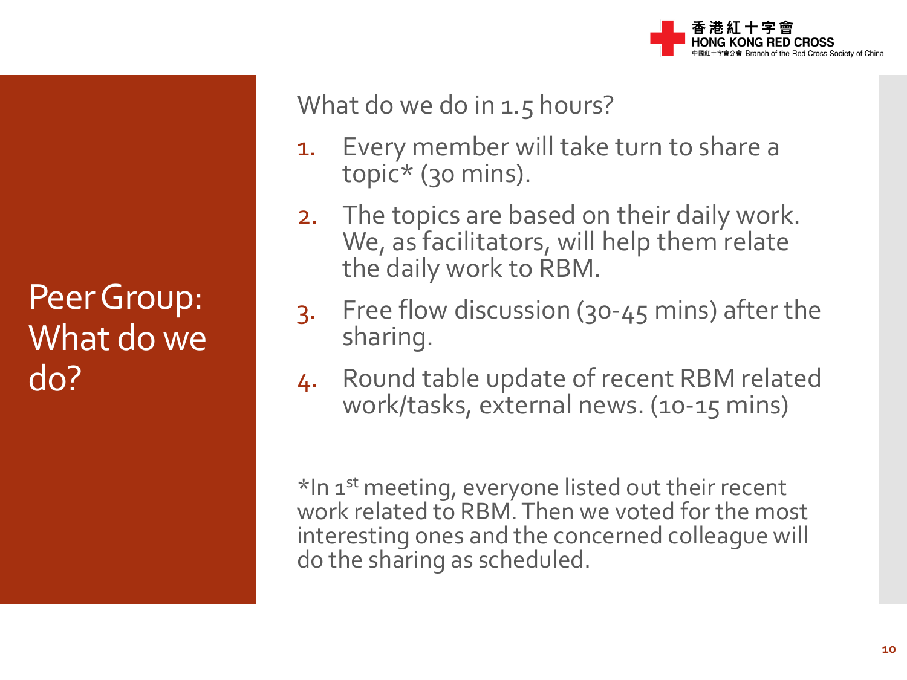# Peer Group: What do we do?

What do we do in 1.5 hours?

1. Every member will take turn to share a topic* (30 mins).
2. The topics are based on their daily work. We, as facilitators, will help them relate the daily work to RBM.
3. Free flow discussion (30-45 mins) after the sharing.
4. Round table update of recent RBM related work/tasks, external news. (10-15 mins)

*In 1st meeting, everyone listed out their recent work related to RBM. Then we voted for the most interesting ones and the concerned colleague will do the sharing as scheduled.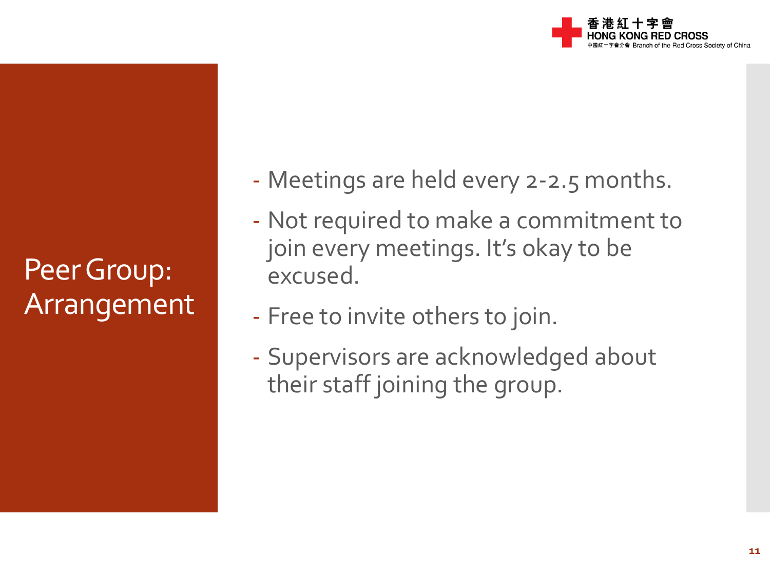# Peer Group: Arrangement

- Meetings are held every 2-2.5 months.
- Not required to make a commitment to join every meetings. It's okay to be excused.
- Free to invite others to join.
- Supervisors are acknowledged about their staff joining the group.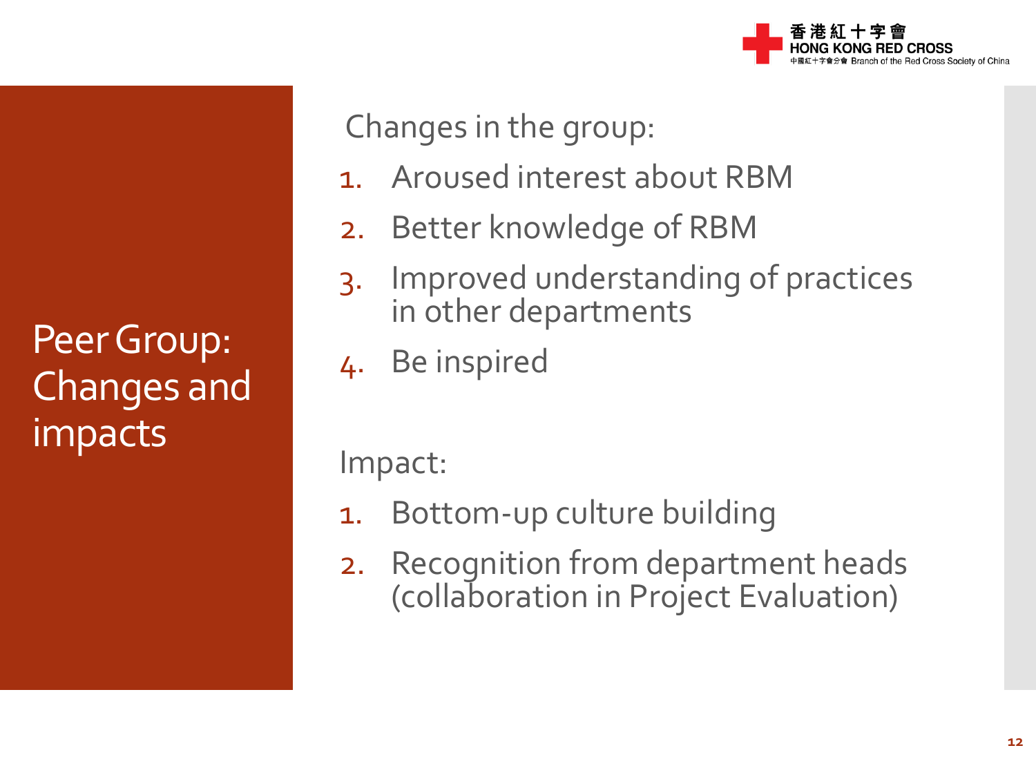# Peer Group: Changes and impacts

Changes in the group:

1. Aroused interest about RBM
2. Better knowledge of RBM
3. Improved understanding of practices in other departments
4. Be inspired

Impact:

1. Bottom-up culture building
2. Recognition from department heads (collaboration in Project Evaluation)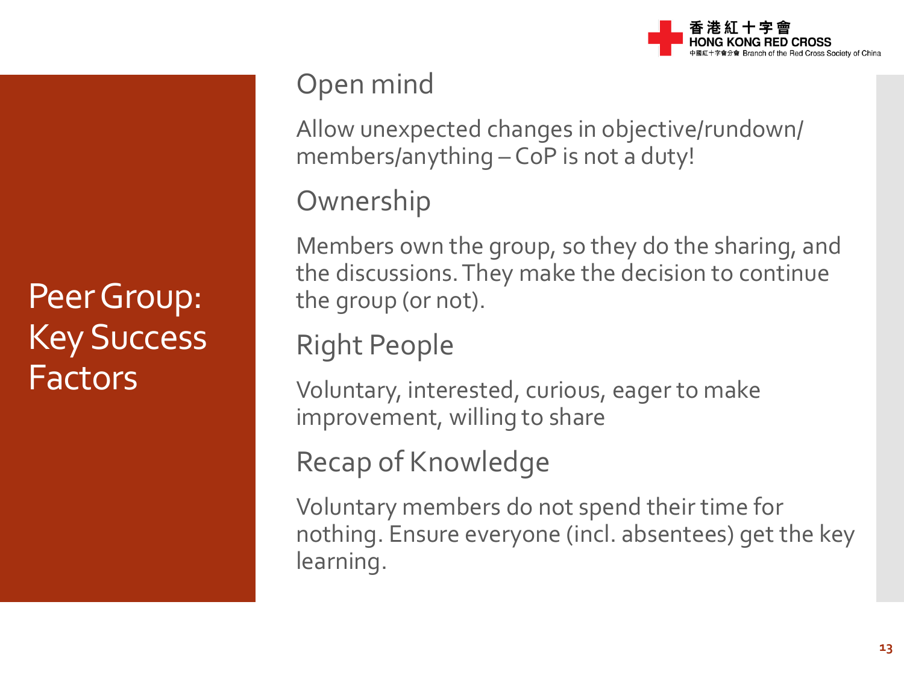# Peer Group: Key Success Factors

## Open mind

Allow unexpected changes in objective/rundown/ members/anything – CoP is not a duty!

## Ownership

Members own the group, so they do the sharing, and the discussions. They make the decision to continue the group (or not).

## Right People

Voluntary, interested, curious, eager to make improvement, willing to share

## Recap of Knowledge

Voluntary members do not spend their time for nothing. Ensure everyone (incl. absentees) get the key learning.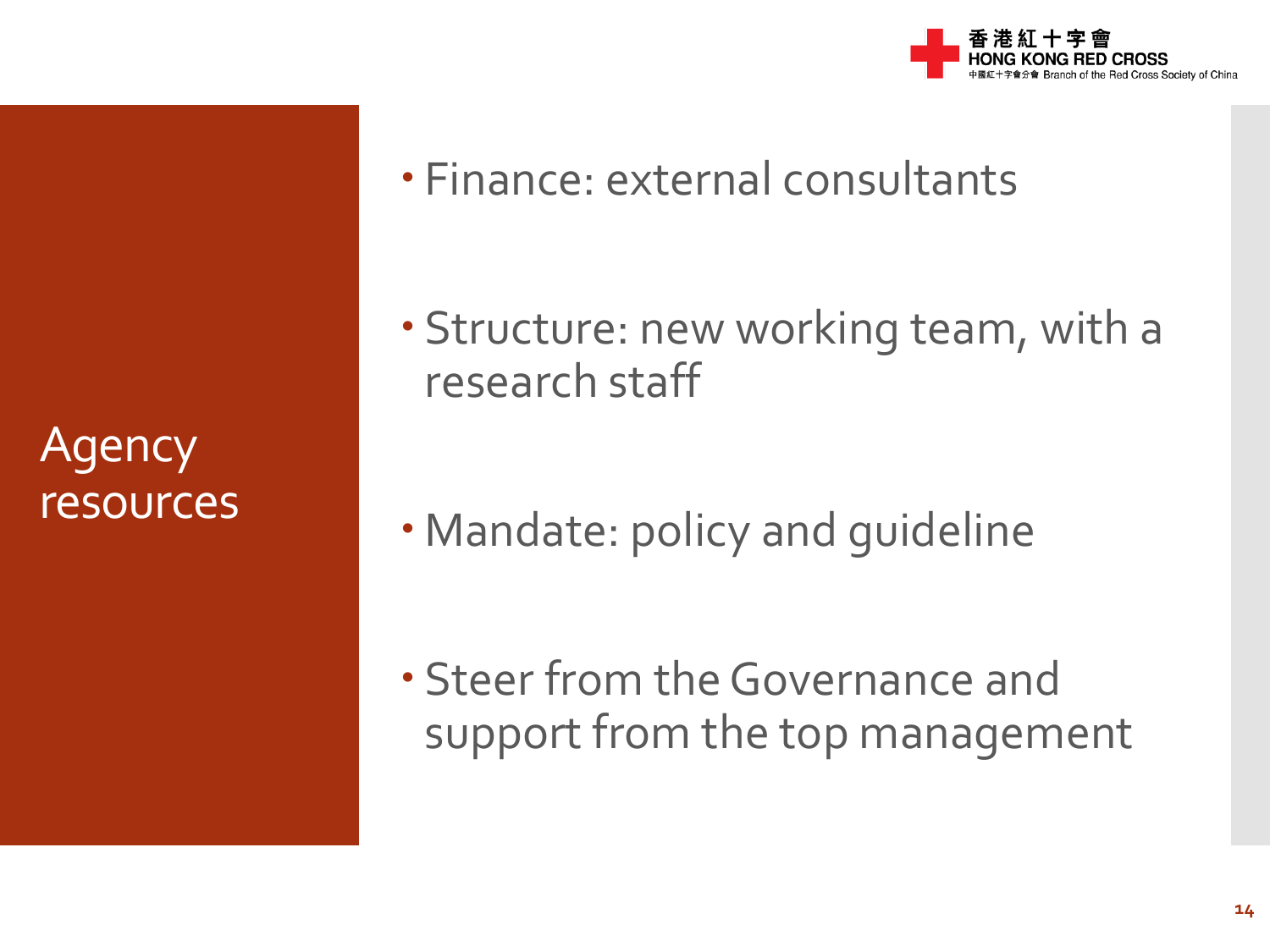## Agency resources

- Finance: external consultants
- Structure: new working team, with a research staff
- Mandate: policy and guideline
- Steer from the Governance and support from the top management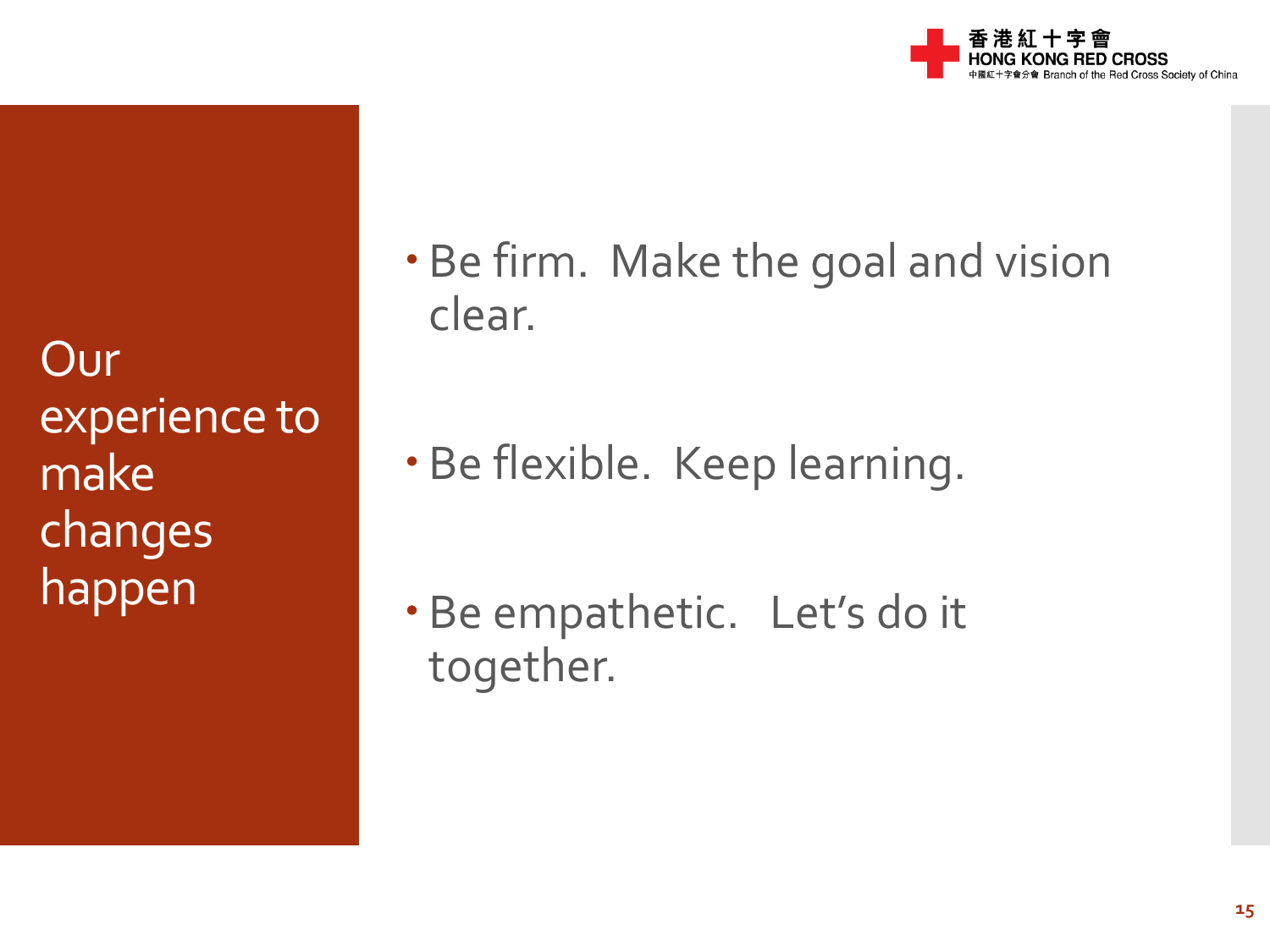## Our experience to make changes happen

- Be firm. Make the goal and vision clear.
- Be flexible. Keep learning.
- Be empathetic. Let's do it together.